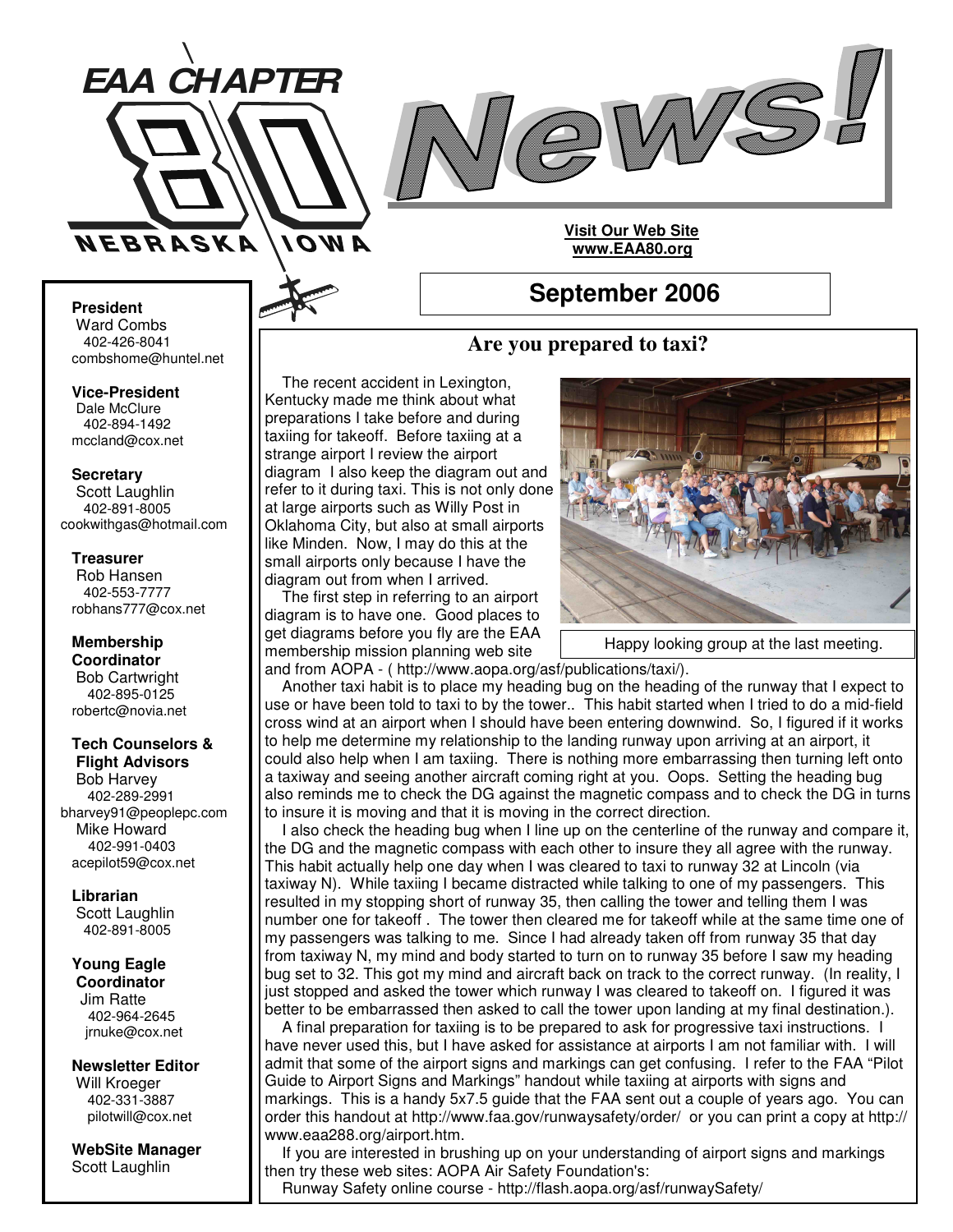# EAA CHAPTER 80 NEBRASKA IOWA

# News!

**Visit Our Web Site**
**www.EAA80.org**

## September 2006

**President**
Ward Combs
402-426-8041
combshome@huntel.net

**Vice-President**
Dale McClure
402-894-1492
mccland@cox.net

**Secretary**
Scott Laughlin
402-891-8005
cookwithgas@hotmail.com

**Treasurer**
Rob Hansen
402-553-7777
robhans777@cox.net

**Membership Coordinator**
Bob Cartwright
402-895-0125
robertc@novia.net

**Tech Counselors & Flight Advisors**
Bob Harvey
402-289-2991
bharvey91@peoplepc.com
Mike Howard
402-991-0403
acepilot59@cox.net

**Librarian**
Scott Laughlin
402-891-8005

**Young Eagle Coordinator**
Jim Ratte
402-964-2645
jrnuke@cox.net

**Newsletter Editor**
Will Kroeger
402-331-3887
pilotwill@cox.net

**WebSite Manager**
Scott Laughlin

## Are you prepared to taxi?

The recent accident in Lexington, Kentucky made me think about what preparations I take before and during taxiing for takeoff. Before taxiing at a strange airport I review the airport diagram I also keep the diagram out and refer to it during taxi. This is not only done at large airports such as Willy Post in Oklahoma City, but also at small airports like Minden. Now, I may do this at the small airports only because I have the diagram out from when I arrived.

Happy looking group at the last meeting.

The first step in referring to an airport diagram is to have one. Good places to get diagrams before you fly are the EAA membership mission planning web site and from AOPA - ( http://www.aopa.org/asf/publications/taxi/).

Another taxi habit is to place my heading bug on the heading of the runway that I expect to use or have been told to taxi to by the tower.. This habit started when I tried to do a mid-field cross wind at an airport when I should have been entering downwind. So, I figured if it works to help me determine my relationship to the landing runway upon arriving at an airport, it could also help when I am taxiing. There is nothing more embarrassing then turning left onto a taxiway and seeing another aircraft coming right at you. Oops. Setting the heading bug also reminds me to check the DG against the magnetic compass and to check the DG in turns to insure it is moving and that it is moving in the correct direction.

I also check the heading bug when I line up on the centerline of the runway and compare it, the DG and the magnetic compass with each other to insure they all agree with the runway. This habit actually help one day when I was cleared to taxi to runway 32 at Lincoln (via taxiway N). While taxiing I became distracted while talking to one of my passengers. This resulted in my stopping short of runway 35, then calling the tower and telling them I was number one for takeoff . The tower then cleared me for takeoff while at the same time one of my passengers was talking to me. Since I had already taken off from runway 35 that day from taxiway N, my mind and body started to turn on to runway 35 before I saw my heading bug set to 32. This got my mind and aircraft back on track to the correct runway. (In reality, I just stopped and asked the tower which runway I was cleared to takeoff on. I figured it was better to be embarrassed then asked to call the tower upon landing at my final destination.).

A final preparation for taxiing is to be prepared to ask for progressive taxi instructions. I have never used this, but I have asked for assistance at airports I am not familiar with. I will admit that some of the airport signs and markings can get confusing. I refer to the FAA "Pilot Guide to Airport Signs and Markings" handout while taxiing at airports with signs and markings. This is a handy 5x7.5 guide that the FAA sent out a couple of years ago. You can order this handout at http://www.faa.gov/runwaysafety/order/ or you can print a copy at http://www.eaa288.org/airport.htm.

If you are interested in brushing up on your understanding of airport signs and markings then try these web sites: AOPA Air Safety Foundation's:

Runway Safety online course - http://flash.aopa.org/asf/runwaySafety/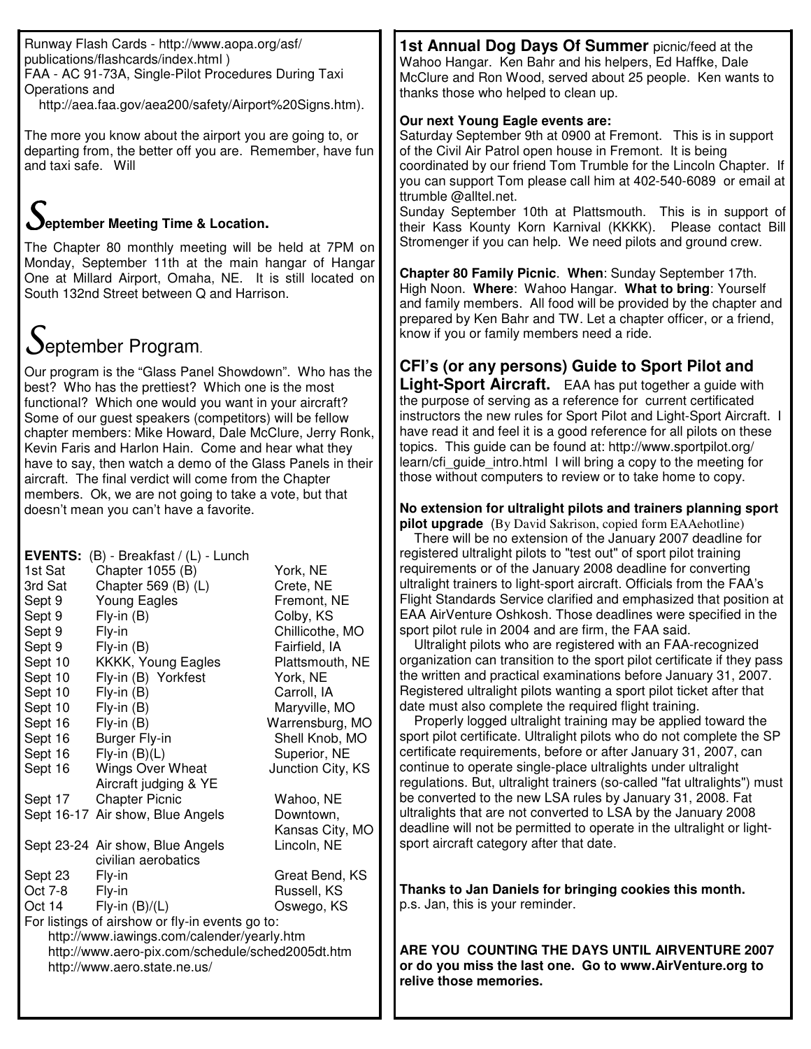Runway Flash Cards - http://www.aopa.org/asf/publications/flashcards/index.html )
FAA - AC 91-73A, Single-Pilot Procedures During Taxi Operations and
http://aea.faa.gov/aea200/safety/Airport%20Signs.htm).

The more you know about the airport you are going to, or departing from, the better off you are. Remember, have fun and taxi safe. Will

## September Meeting Time & Location.

The Chapter 80 monthly meeting will be held at 7PM on Monday, September 11th at the main hangar of Hangar One at Millard Airport, Omaha, NE. It is still located on South 132nd Street between Q and Harrison.

## September Program.

Our program is the "Glass Panel Showdown". Who has the best? Who has the prettiest? Which one is the most functional? Which one would you want in your aircraft? Some of our guest speakers (competitors) will be fellow chapter members: Mike Howard, Dale McClure, Jerry Ronk, Kevin Faris and Harlon Hain. Come and hear what they have to say, then watch a demo of the Glass Panels in their aircraft. The final verdict will come from the Chapter members. Ok, we are not going to take a vote, but that doesn't mean you can't have a favorite.

**EVENTS:** (B) - Breakfast / (L) - Lunch

| | | |
|---|---|---|
| 1st Sat | Chapter 1055 (B) | York, NE |
| 3rd Sat | Chapter 569 (B) (L) | Crete, NE |
| Sept 9 | Young Eagles | Fremont, NE |
| Sept 9 | Fly-in (B) | Colby, KS |
| Sept 9 | Fly-in | Chillicothe, MO |
| Sept 9 | Fly-in (B) | Fairfield, IA |
| Sept 10 | KKKK, Young Eagles | Plattsmouth, NE |
| Sept 10 | Fly-in (B) Yorkfest | York, NE |
| Sept 10 | Fly-in (B) | Carroll, IA |
| Sept 10 | Fly-in (B) | Maryville, MO |
| Sept 16 | Fly-in (B) | Warrensburg, MO |
| Sept 16 | Burger Fly-in | Shell Knob, MO |
| Sept 16 | Fly-in (B)(L) | Superior, NE |
| Sept 16 | Wings Over Wheat Aircraft judging & YE | Junction City, KS |
| Sept 17 | Chapter Picnic | Wahoo, NE |
| Sept 16-17 | Air show, Blue Angels | Downtown, Kansas City, MO |
| Sept 23-24 | Air show, Blue Angels civilian aerobatics | Lincoln, NE |
| Sept 23 | Fly-in | Great Bend, KS |
| Oct 7-8 | Fly-in | Russell, KS |
| Oct 14 | Fly-in (B)/(L) | Oswego, KS |

For listings of airshow or fly-in events go to:
http://www.iawings.com/calender/yearly.htm
http://www.aero-pix.com/schedule/sched2005dt.htm
http://www.aero.state.ne.us/

**1st Annual Dog Days Of Summer** picnic/feed at the Wahoo Hangar. Ken Bahr and his helpers, Ed Haffke, Dale McClure and Ron Wood, served about 25 people. Ken wants to thanks those who helped to clean up.

**Our next Young Eagle events are:**
Saturday September 9th at 0900 at Fremont. This is in support of the Civil Air Patrol open house in Fremont. It is being coordinated by our friend Tom Trumble for the Lincoln Chapter. If you can support Tom please call him at 402-540-6089 or email at ttrumble @alltel.net.
Sunday September 10th at Plattsmouth. This is in support of their Kass Kounty Korn Karnival (KKKK). Please contact Bill Stromenger if you can help. We need pilots and ground crew.

**Chapter 80 Family Picnic**. **When**: Sunday September 17th. High Noon. **Where**: Wahoo Hangar. **What to bring**: Yourself and family members. All food will be provided by the chapter and prepared by Ken Bahr and TW. Let a chapter officer, or a friend, know if you or family members need a ride.

**CFI's (or any persons) Guide to Sport Pilot and Light-Sport Aircraft.** EAA has put together a guide with the purpose of serving as a reference for current certificated instructors the new rules for Sport Pilot and Light-Sport Aircraft. I have read it and feel it is a good reference for all pilots on these topics. This guide can be found at: http://www.sportpilot.org/learn/cfi_guide_intro.html I will bring a copy to the meeting for those without computers to review or to take home to copy.

**No extension for ultralight pilots and trainers planning sport pilot upgrade** (By David Sakrison, copied form EAAehotline)

There will be no extension of the January 2007 deadline for registered ultralight pilots to "test out" of sport pilot training requirements or of the January 2008 deadline for converting ultralight trainers to light-sport aircraft. Officials from the FAA's Flight Standards Service clarified and emphasized that position at EAA AirVenture Oshkosh. Those deadlines were specified in the sport pilot rule in 2004 and are firm, the FAA said.

Ultralight pilots who are registered with an FAA-recognized organization can transition to the sport pilot certificate if they pass the written and practical examinations before January 31, 2007. Registered ultralight pilots wanting a sport pilot ticket after that date must also complete the required flight training.

Properly logged ultralight training may be applied toward the sport pilot certificate. Ultralight pilots who do not complete the SP certificate requirements, before or after January 31, 2007, can continue to operate single-place ultralights under ultralight regulations. But, ultralight trainers (so-called "fat ultralights") must be converted to the new LSA rules by January 31, 2008. Fat ultralights that are not converted to LSA by the January 2008 deadline will not be permitted to operate in the ultralight or light-sport aircraft category after that date.

**Thanks to Jan Daniels for bringing cookies this month.**
p.s. Jan, this is your reminder.

**ARE YOU COUNTING THE DAYS UNTIL AIRVENTURE 2007 or do you miss the last one. Go to www.AirVenture.org to relive those memories.**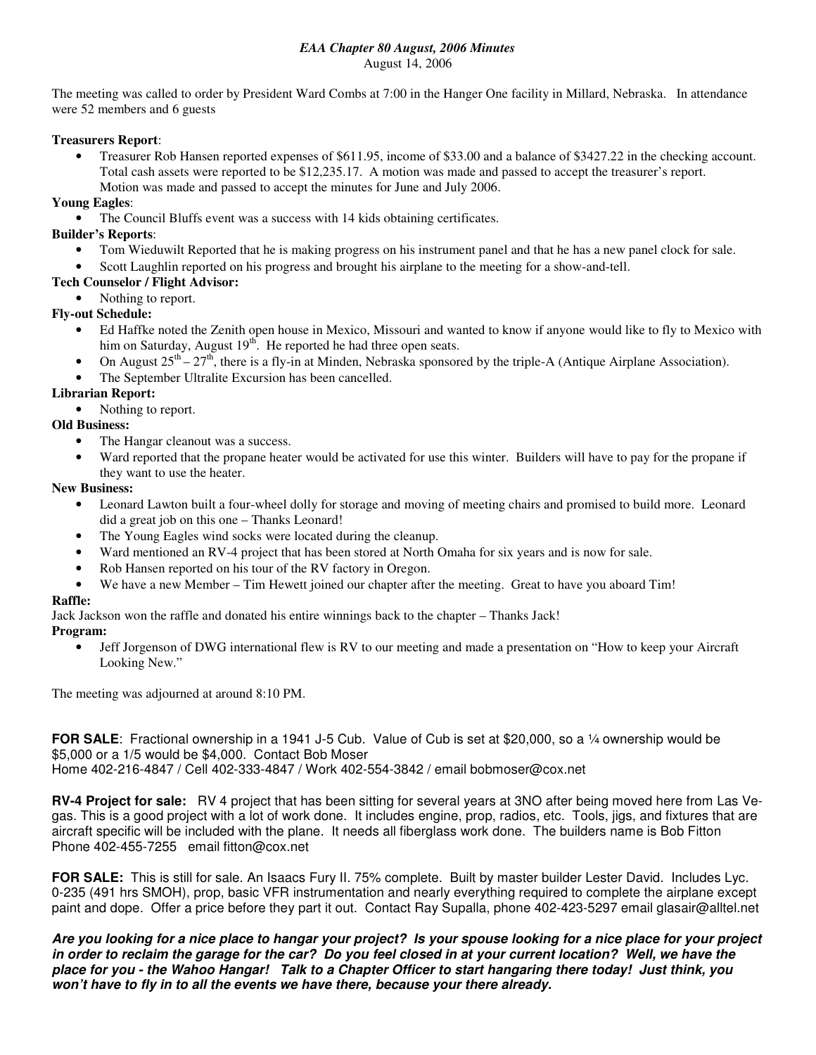*EAA Chapter 80 August, 2006 Minutes*

August 14, 2006

The meeting was called to order by President Ward Combs at 7:00 in the Hanger One facility in Millard, Nebraska. In attendance were 52 members and 6 guests

**Treasurers Report**:

- Treasurer Rob Hansen reported expenses of $611.95, income of $33.00 and a balance of $3427.22 in the checking account. Total cash assets were reported to be $12,235.17. A motion was made and passed to accept the treasurer's report. Motion was made and passed to accept the minutes for June and July 2006.

**Young Eagles**:

- The Council Bluffs event was a success with 14 kids obtaining certificates.

**Builder's Reports**:

- Tom Wieduwilt Reported that he is making progress on his instrument panel and that he has a new panel clock for sale.
- Scott Laughlin reported on his progress and brought his airplane to the meeting for a show-and-tell.

**Tech Counselor / Flight Advisor:**

- Nothing to report.

**Fly-out Schedule:**

- Ed Haffke noted the Zenith open house in Mexico, Missouri and wanted to know if anyone would like to fly to Mexico with him on Saturday, August 19th. He reported he had three open seats.
- On August 25th – 27th, there is a fly-in at Minden, Nebraska sponsored by the triple-A (Antique Airplane Association).
- The September Ultralite Excursion has been cancelled.

**Librarian Report:**

- Nothing to report.

**Old Business:**

- The Hangar cleanout was a success.
- Ward reported that the propane heater would be activated for use this winter. Builders will have to pay for the propane if they want to use the heater.

**New Business:**

- Leonard Lawton built a four-wheel dolly for storage and moving of meeting chairs and promised to build more. Leonard did a great job on this one – Thanks Leonard!
- The Young Eagles wind socks were located during the cleanup.
- Ward mentioned an RV-4 project that has been stored at North Omaha for six years and is now for sale.
- Rob Hansen reported on his tour of the RV factory in Oregon.
- We have a new Member – Tim Hewett joined our chapter after the meeting. Great to have you aboard Tim!

**Raffle:**

Jack Jackson won the raffle and donated his entire winnings back to the chapter – Thanks Jack!

**Program:**

- Jeff Jorgenson of DWG international flew is RV to our meeting and made a presentation on "How to keep your Aircraft Looking New."

The meeting was adjourned at around 8:10 PM.

**FOR SALE**: Fractional ownership in a 1941 J-5 Cub. Value of Cub is set at $20,000, so a ¼ ownership would be $5,000 or a 1/5 would be $4,000. Contact Bob Moser
Home 402-216-4847 / Cell 402-333-4847 / Work 402-554-3842 / email bobmoser@cox.net

**RV-4 Project for sale:** RV 4 project that has been sitting for several years at 3NO after being moved here from Las Vegas. This is a good project with a lot of work done. It includes engine, prop, radios, etc. Tools, jigs, and fixtures that are aircraft specific will be included with the plane. It needs all fiberglass work done. The builders name is Bob Fitton
Phone 402-455-7255 email fitton@cox.net

**FOR SALE:** This is still for sale. An Isaacs Fury II. 75% complete. Built by master builder Lester David. Includes Lyc. 0-235 (491 hrs SMOH), prop, basic VFR instrumentation and nearly everything required to complete the airplane except paint and dope. Offer a price before they part it out. Contact Ray Supalla, phone 402-423-5297 email glasair@alltel.net

***Are you looking for a nice place to hangar your project? Is your spouse looking for a nice place for your project in order to reclaim the garage for the car? Do you feel closed in at your current location? Well, we have the place for you - the Wahoo Hangar! Talk to a Chapter Officer to start hangaring there today! Just think, you won't have to fly in to all the events we have there, because your there already.***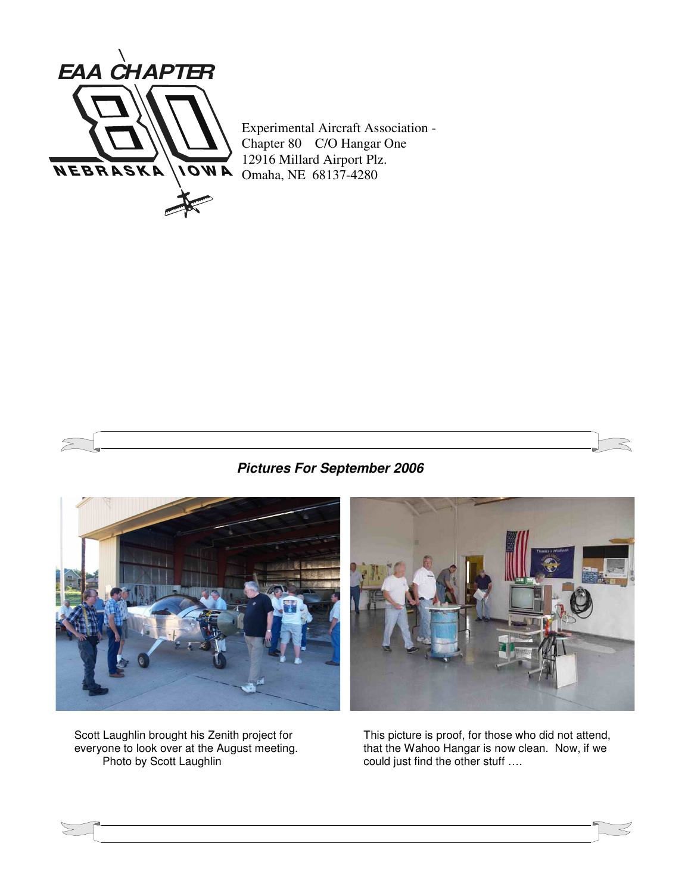EAA CHAPTER 80 NEBRASKA IOWA

Experimental Aircraft Association -
Chapter 80 C/O Hangar One
12916 Millard Airport Plz.
Omaha, NE 68137-4280

***Pictures For September 2006***

Scott Laughlin brought his Zenith project for everyone to look over at the August meeting.
Photo by Scott Laughlin

This picture is proof, for those who did not attend, that the Wahoo Hangar is now clean. Now, if we could just find the other stuff ….